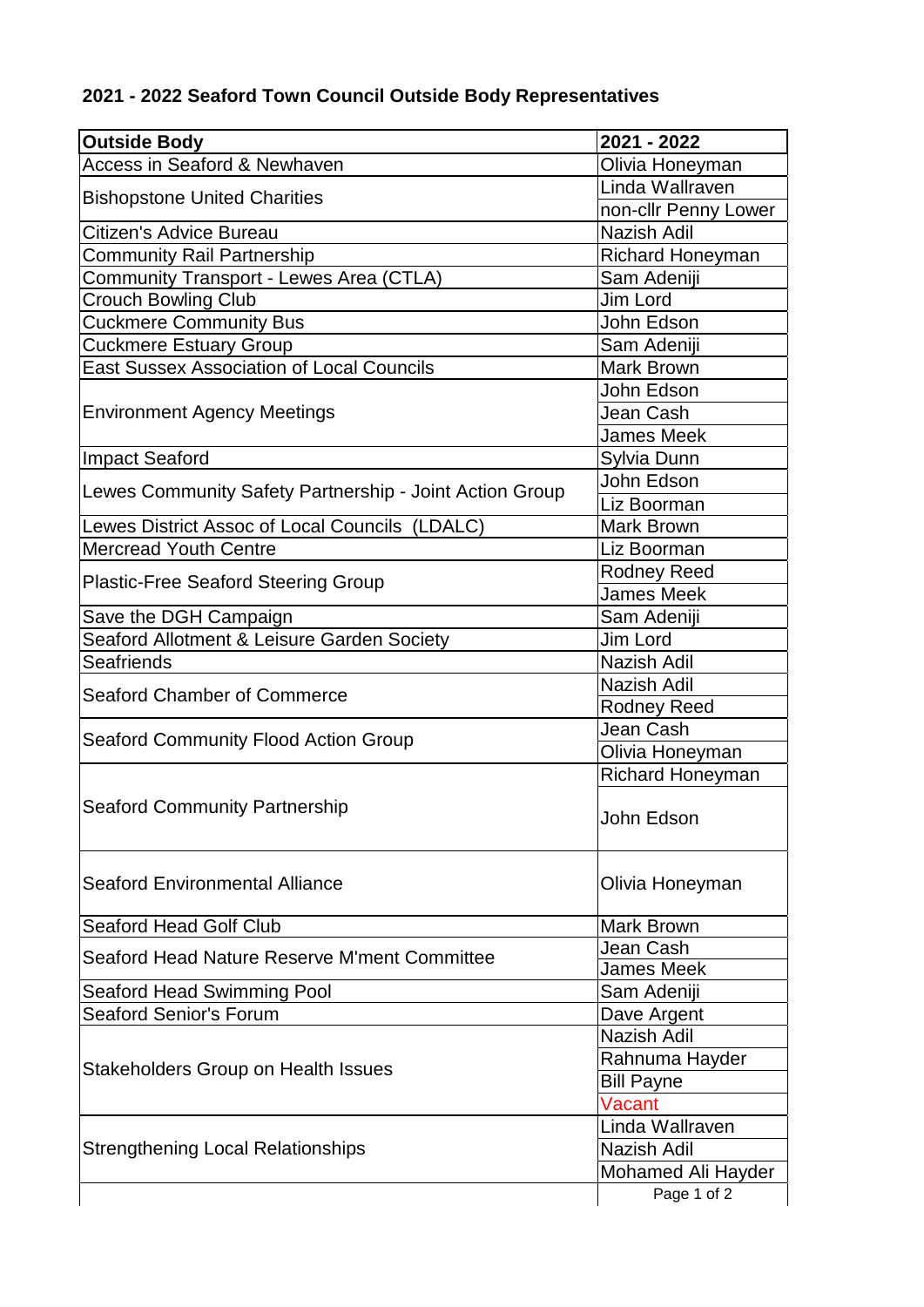# 2021 - 2022 Seaford Town Council Outside Body Representatives

| Outside Body | 2021 - 2022 |
|---|---|
| Access in Seaford & Newhaven | Olivia Honeyman |
| Bishopstone United Charities | Linda Wallraven |
| | non-cllr Penny Lower |
| Citizen's Advice Bureau | Nazish Adil |
| Community Rail Partnership | Richard Honeyman |
| Community Transport - Lewes Area (CTLA) | Sam Adeniji |
| Crouch Bowling Club | Jim Lord |
| Cuckmere Community Bus | John Edson |
| Cuckmere Estuary Group | Sam Adeniji |
| East Sussex Association of Local Councils | Mark Brown |
| Environment Agency Meetings | John Edson |
| | Jean Cash |
| | James Meek |
| Impact Seaford | Sylvia Dunn |
| Lewes Community Safety Partnership - Joint Action Group | John Edson |
| | Liz Boorman |
| Lewes District Assoc of Local Councils (LDALC) | Mark Brown |
| Mercread Youth Centre | Liz Boorman |
| Plastic-Free Seaford Steering Group | Rodney Reed |
| | James Meek |
| Save the DGH Campaign | Sam Adeniji |
| Seaford Allotment & Leisure Garden Society | Jim Lord |
| Seafriends | Nazish Adil |
| Seaford Chamber of Commerce | Nazish Adil |
| | Rodney Reed |
| Seaford Community Flood Action Group | Jean Cash |
| | Olivia Honeyman |
| Seaford Community Partnership | Richard Honeyman |
| | John Edson |
| Seaford Environmental Alliance | Olivia Honeyman |
| Seaford Head Golf Club | Mark Brown |
| Seaford Head Nature Reserve M'ment Committee | Jean Cash |
| | James Meek |
| Seaford Head Swimming Pool | Sam Adeniji |
| Seaford Senior's Forum | Dave Argent |
| Stakeholders Group on Health Issues | Nazish Adil |
| | Rahnuma Hayder |
| | Bill Payne |
| | Vacant |
| Strengthening Local Relationships | Linda Wallraven |
| | Nazish Adil |
| | Mohamed Ali Hayder |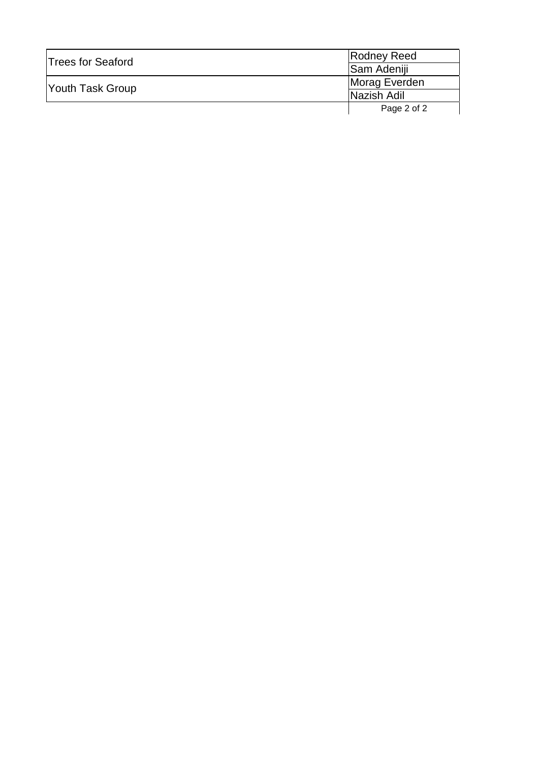| | |
|---|---|
| Trees for Seaford | Rodney Reed |
| | Sam Adeniji |
| Youth Task Group | Morag Everden |
| | Nazish Adil |